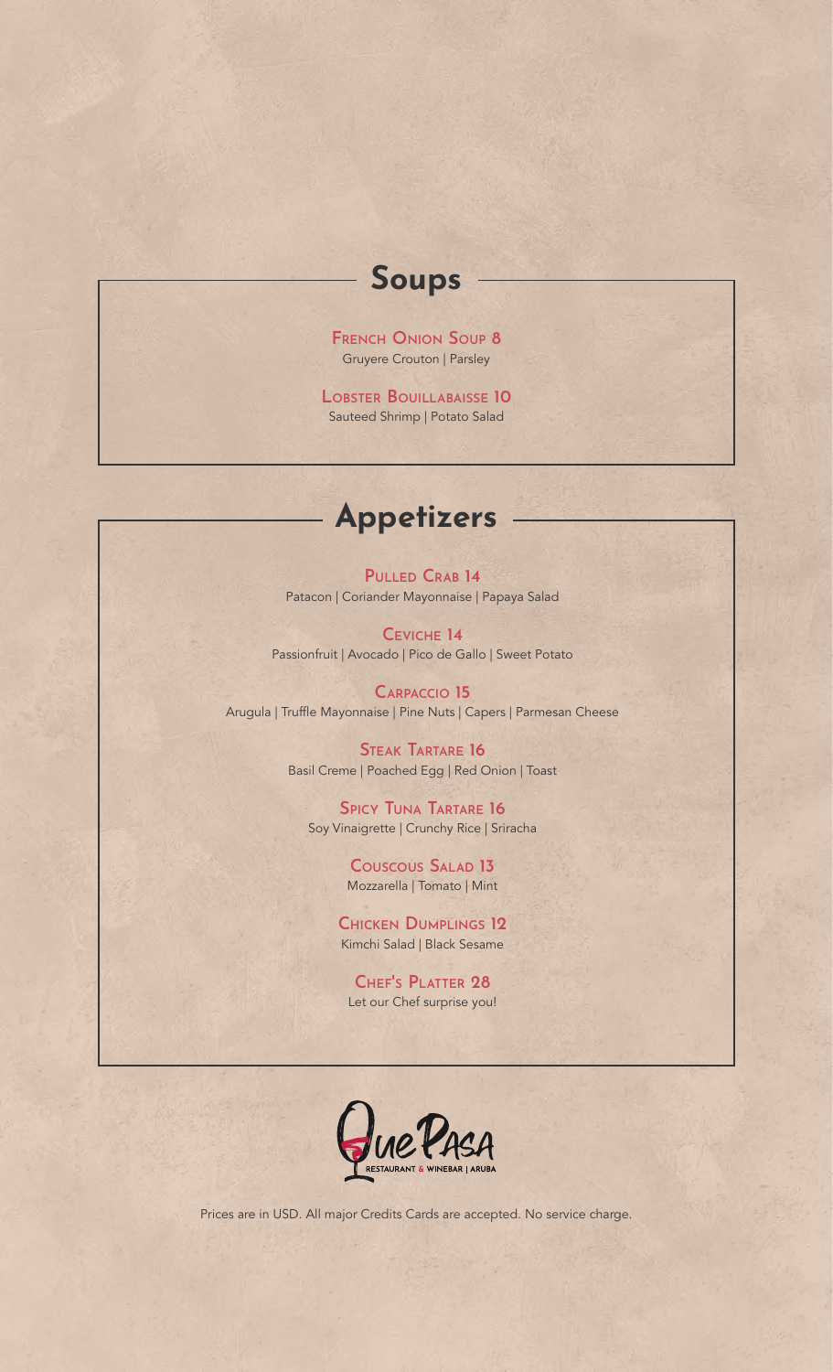## Soups

**French Onion Soup 8**
Gruyere Crouton | Parsley

**Lobster Bouillabaisse 10**
Sauteed Shrimp | Potato Salad

## Appetizers

**Pulled Crab 14**
Patacon | Coriander Mayonnaise | Papaya Salad

**Ceviche 14**
Passionfruit | Avocado | Pico de Gallo | Sweet Potato

**Carpaccio 15**
Arugula | Truffle Mayonnaise | Pine Nuts | Capers | Parmesan Cheese

**Steak Tartare 16**
Basil Creme | Poached Egg | Red Onion | Toast

**Spicy Tuna Tartare 16**
Soy Vinaigrette | Crunchy Rice | Sriracha

**Couscous Salad 13**
Mozzarella | Tomato | Mint

**Chicken Dumplings 12**
Kimchi Salad | Black Sesame

**Chef's Platter 28**
Let our Chef surprise you!

Que Pasa
RESTAURANT & WINEBAR | ARUBA

Prices are in USD. All major Credits Cards are accepted. No service charge.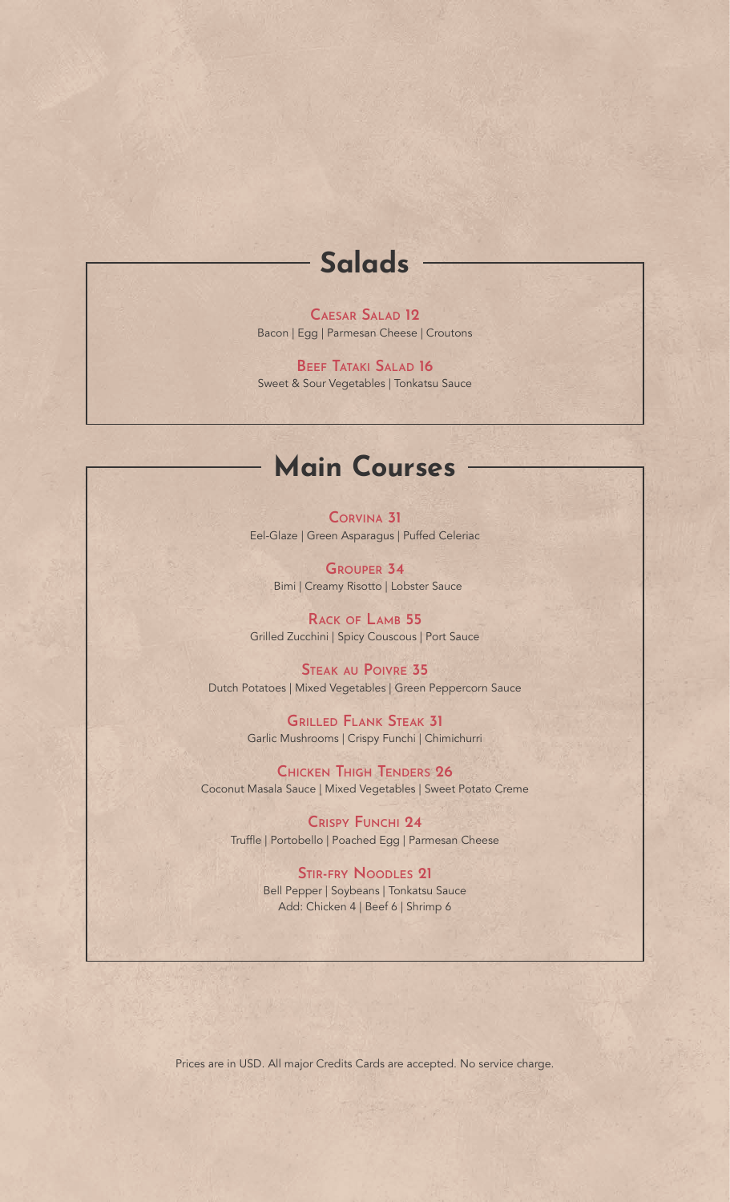## Salads

**Caesar Salad 12**
Bacon | Egg | Parmesan Cheese | Croutons

**Beef Tataki Salad 16**
Sweet & Sour Vegetables | Tonkatsu Sauce

## Main Courses

**Corvina 31**
Eel-Glaze | Green Asparagus | Puffed Celeriac

**Grouper 34**
Bimi | Creamy Risotto | Lobster Sauce

**Rack of Lamb 55**
Grilled Zucchini | Spicy Couscous | Port Sauce

**Steak au Poivre 35**
Dutch Potatoes | Mixed Vegetables | Green Peppercorn Sauce

**Grilled Flank Steak 31**
Garlic Mushrooms | Crispy Funchi | Chimichurri

**Chicken Thigh Tenders 26**
Coconut Masala Sauce | Mixed Vegetables | Sweet Potato Creme

**Crispy Funchi 24**
Truffle | Portobello | Poached Egg | Parmesan Cheese

**Stir-fry Noodles 21**
Bell Pepper | Soybeans | Tonkatsu Sauce
Add: Chicken 4 | Beef 6 | Shrimp 6

Prices are in USD. All major Credits Cards are accepted. No service charge.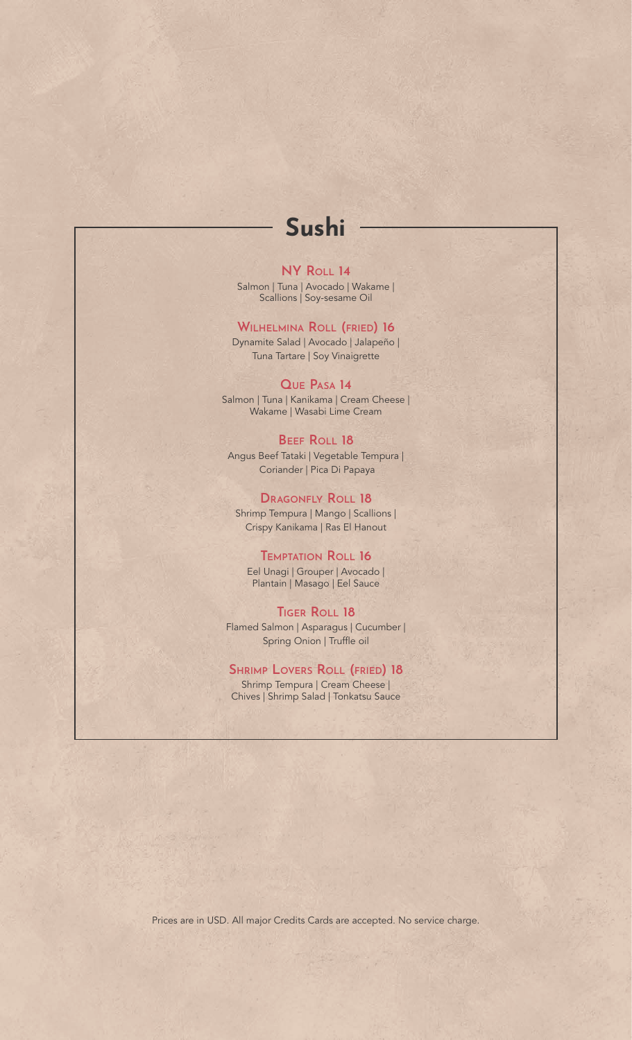# Sushi

### NY Roll 14

Salmon | Tuna | Avocado | Wakame | Scallions | Soy-sesame Oil

### Wilhelmina Roll (fried) 16

Dynamite Salad | Avocado | Jalapeño | Tuna Tartare | Soy Vinaigrette

### Que Pasa 14

Salmon | Tuna | Kanikama | Cream Cheese | Wakame | Wasabi Lime Cream

### Beef Roll 18

Angus Beef Tataki | Vegetable Tempura | Coriander | Pica Di Papaya

### Dragonfly Roll 18

Shrimp Tempura | Mango | Scallions | Crispy Kanikama | Ras El Hanout

### Temptation Roll 16

Eel Unagi | Grouper | Avocado | Plantain | Masago | Eel Sauce

### Tiger Roll 18

Flamed Salmon | Asparagus | Cucumber | Spring Onion | Truffle oil

### Shrimp Lovers Roll (fried) 18

Shrimp Tempura | Cream Cheese | Chives | Shrimp Salad | Tonkatsu Sauce

Prices are in USD. All major Credits Cards are accepted. No service charge.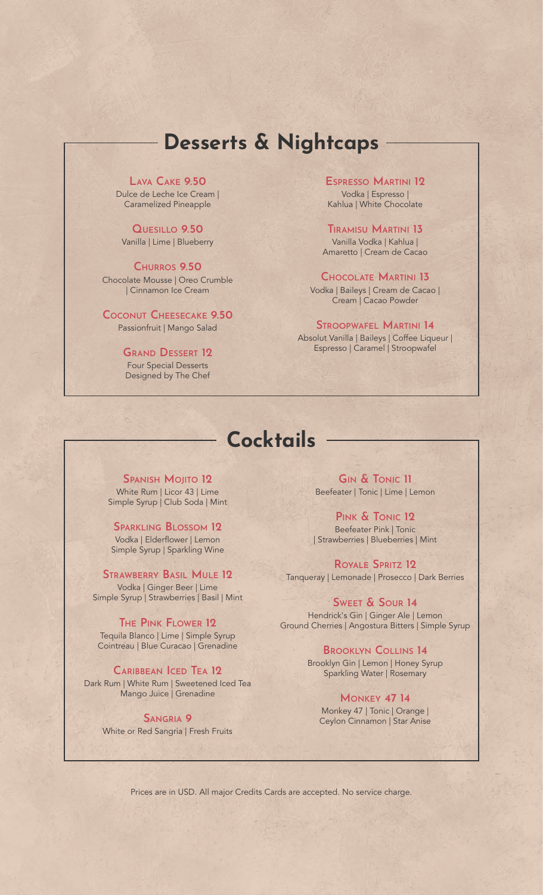## Desserts & Nightcaps

### Lava Cake 9.50
Dulce de Leche Ice Cream | Caramelized Pineapple

### Quesillo 9.50
Vanilla | Lime | Blueberry

### Churros 9.50
Chocolate Mousse | Oreo Crumble | Cinnamon Ice Cream

### Coconut Cheesecake 9.50
Passionfruit | Mango Salad

### Grand Dessert 12
Four Special Desserts Designed by The Chef

### Espresso Martini 12
Vodka | Espresso | Kahlua | White Chocolate

### Tiramisu Martini 13
Vanilla Vodka | Kahlua | Amaretto | Cream de Cacao

### Chocolate Martini 13
Vodka | Baileys | Cream de Cacao | Cream | Cacao Powder

### Stroopwafel Martini 14
Absolut Vanilla | Baileys | Coffee Liqueur | Espresso | Caramel | Stroopwafel

## Cocktails

### Spanish Mojito 12
White Rum | Licor 43 | Lime Simple Syrup | Club Soda | Mint

### Sparkling Blossom 12
Vodka | Elderflower | Lemon Simple Syrup | Sparkling Wine

### Strawberry Basil Mule 12
Vodka | Ginger Beer | Lime Simple Syrup | Strawberries | Basil | Mint

### The Pink Flower 12
Tequila Blanco | Lime | Simple Syrup Cointreau | Blue Curacao | Grenadine

### Caribbean Iced Tea 12
Dark Rum | White Rum | Sweetened Iced Tea Mango Juice | Grenadine

### Sangria 9
White or Red Sangria | Fresh Fruits

### Gin & Tonic 11
Beefeater | Tonic | Lime | Lemon

### Pink & Tonic 12
Beefeater Pink | Tonic | Strawberries | Blueberries | Mint

### Royale Spritz 12
Tanqueray | Lemonade | Prosecco | Dark Berries

### Sweet & Sour 14
Hendrick's Gin | Ginger Ale | Lemon Ground Cherries | Angostura Bitters | Simple Syrup

### Brooklyn Collins 14
Brooklyn Gin | Lemon | Honey Syrup Sparkling Water | Rosemary

### Monkey 47 14
Monkey 47 | Tonic | Orange | Ceylon Cinnamon | Star Anise

Prices are in USD. All major Credits Cards are accepted. No service charge.